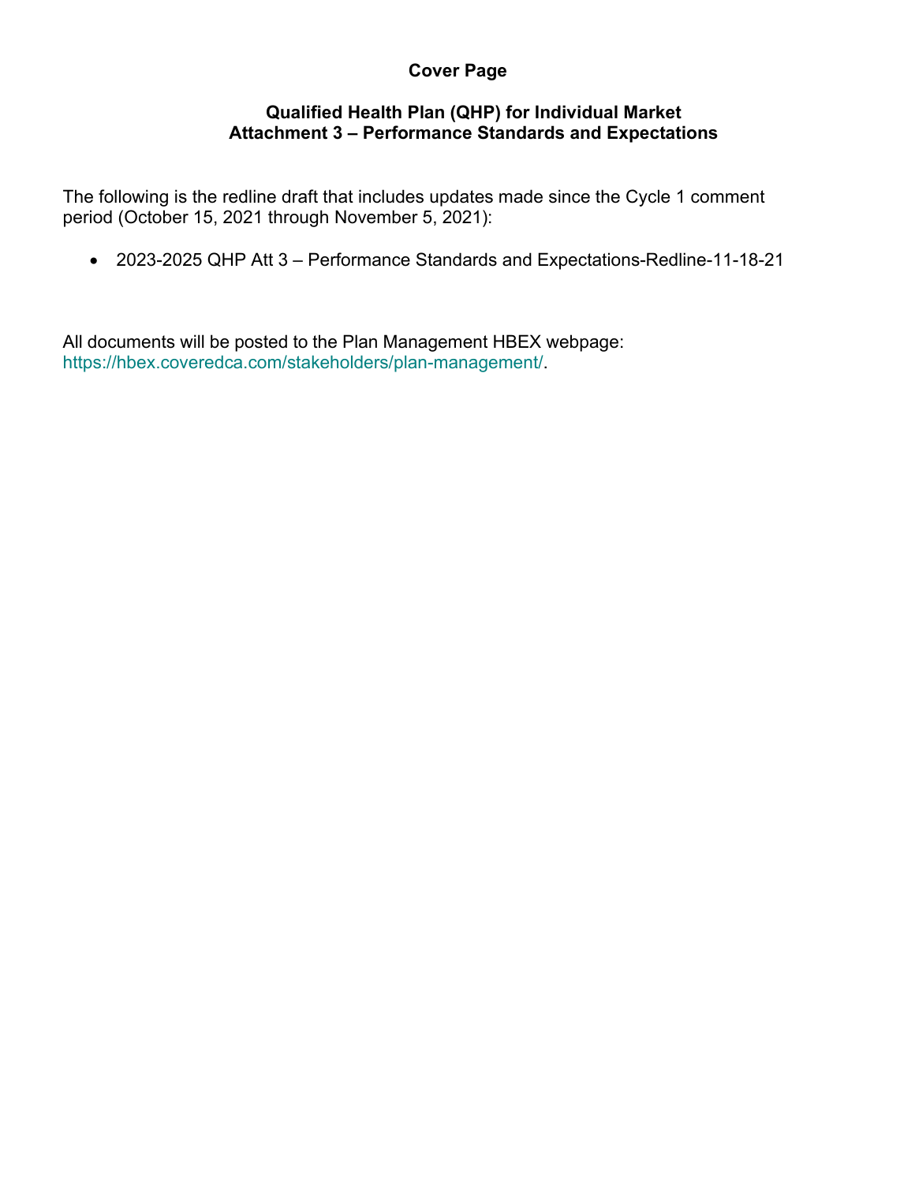# Cover Page

## Qualified Health Plan (QHP) for Individual Market
## Attachment 3 – Performance Standards and Expectations

The following is the redline draft that includes updates made since the Cycle 1 comment period (October 15, 2021 through November 5, 2021):

- 2023-2025 QHP Att 3 – Performance Standards and Expectations-Redline-11-18-21

All documents will be posted to the Plan Management HBEX webpage: https://hbex.coveredca.com/stakeholders/plan-management/.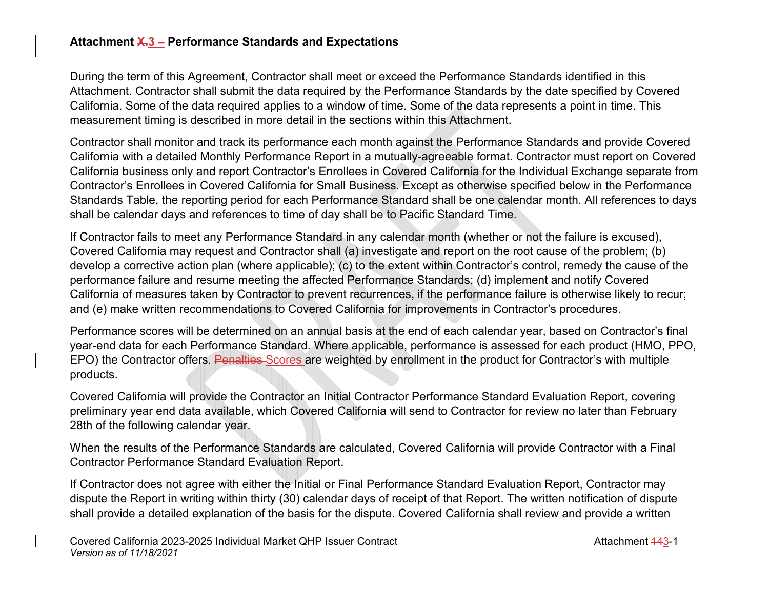**Attachment ~~X.~~3 – Performance Standards and Expectations**

During the term of this Agreement, Contractor shall meet or exceed the Performance Standards identified in this Attachment. Contractor shall submit the data required by the Performance Standards by the date specified by Covered California. Some of the data required applies to a window of time. Some of the data represents a point in time. This measurement timing is described in more detail in the sections within this Attachment.

Contractor shall monitor and track its performance each month against the Performance Standards and provide Covered California with a detailed Monthly Performance Report in a mutually-agreeable format. Contractor must report on Covered California business only and report Contractor's Enrollees in Covered California for the Individual Exchange separate from Contractor's Enrollees in Covered California for Small Business. Except as otherwise specified below in the Performance Standards Table, the reporting period for each Performance Standard shall be one calendar month. All references to days shall be calendar days and references to time of day shall be to Pacific Standard Time.

If Contractor fails to meet any Performance Standard in any calendar month (whether or not the failure is excused), Covered California may request and Contractor shall (a) investigate and report on the root cause of the problem; (b) develop a corrective action plan (where applicable); (c) to the extent within Contractor's control, remedy the cause of the performance failure and resume meeting the affected Performance Standards; (d) implement and notify Covered California of measures taken by Contractor to prevent recurrences, if the performance failure is otherwise likely to recur; and (e) make written recommendations to Covered California for improvements in Contractor's procedures.

Performance scores will be determined on an annual basis at the end of each calendar year, based on Contractor's final year-end data for each Performance Standard. Where applicable, performance is assessed for each product (HMO, PPO, EPO) the Contractor offers. ~~Penalties~~ Scores are weighted by enrollment in the product for Contractor's with multiple products.

Covered California will provide the Contractor an Initial Contractor Performance Standard Evaluation Report, covering preliminary year end data available, which Covered California will send to Contractor for review no later than February 28th of the following calendar year.

When the results of the Performance Standards are calculated, Covered California will provide Contractor with a Final Contractor Performance Standard Evaluation Report.

If Contractor does not agree with either the Initial or Final Performance Standard Evaluation Report, Contractor may dispute the Report in writing within thirty (30) calendar days of receipt of that Report. The written notification of dispute shall provide a detailed explanation of the basis for the dispute. Covered California shall review and provide a written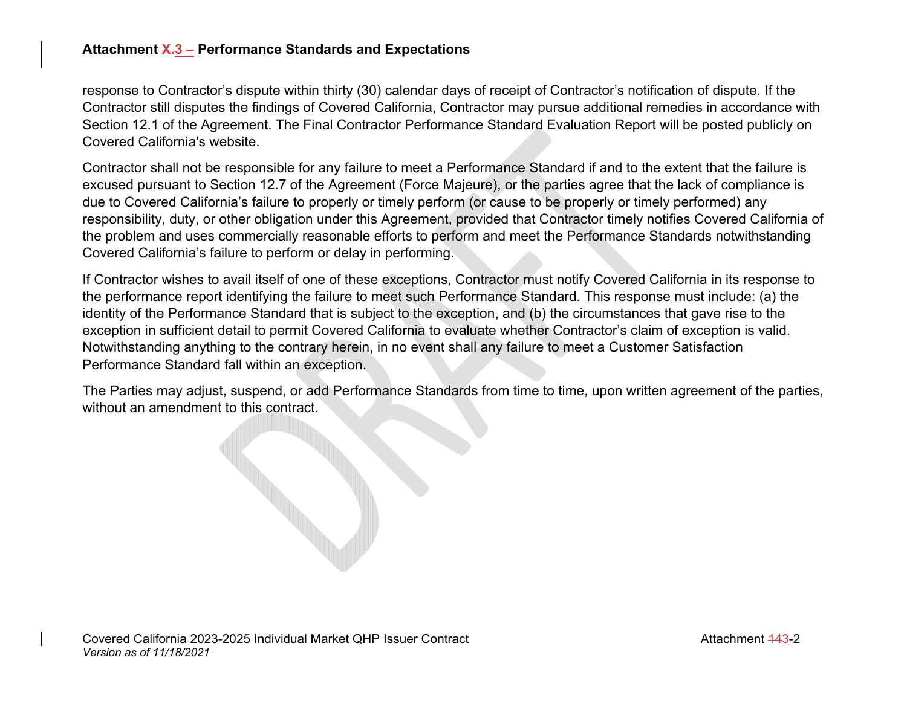response to Contractor's dispute within thirty (30) calendar days of receipt of Contractor's notification of dispute. If the Contractor still disputes the findings of Covered California, Contractor may pursue additional remedies in accordance with Section 12.1 of the Agreement. The Final Contractor Performance Standard Evaluation Report will be posted publicly on Covered California's website.

Contractor shall not be responsible for any failure to meet a Performance Standard if and to the extent that the failure is excused pursuant to Section 12.7 of the Agreement (Force Majeure), or the parties agree that the lack of compliance is due to Covered California's failure to properly or timely perform (or cause to be properly or timely performed) any responsibility, duty, or other obligation under this Agreement, provided that Contractor timely notifies Covered California of the problem and uses commercially reasonable efforts to perform and meet the Performance Standards notwithstanding Covered California's failure to perform or delay in performing.

If Contractor wishes to avail itself of one of these exceptions, Contractor must notify Covered California in its response to the performance report identifying the failure to meet such Performance Standard. This response must include: (a) the identity of the Performance Standard that is subject to the exception, and (b) the circumstances that gave rise to the exception in sufficient detail to permit Covered California to evaluate whether Contractor's claim of exception is valid. Notwithstanding anything to the contrary herein, in no event shall any failure to meet a Customer Satisfaction Performance Standard fall within an exception.

The Parties may adjust, suspend, or add Performance Standards from time to time, upon written agreement of the parties, without an amendment to this contract.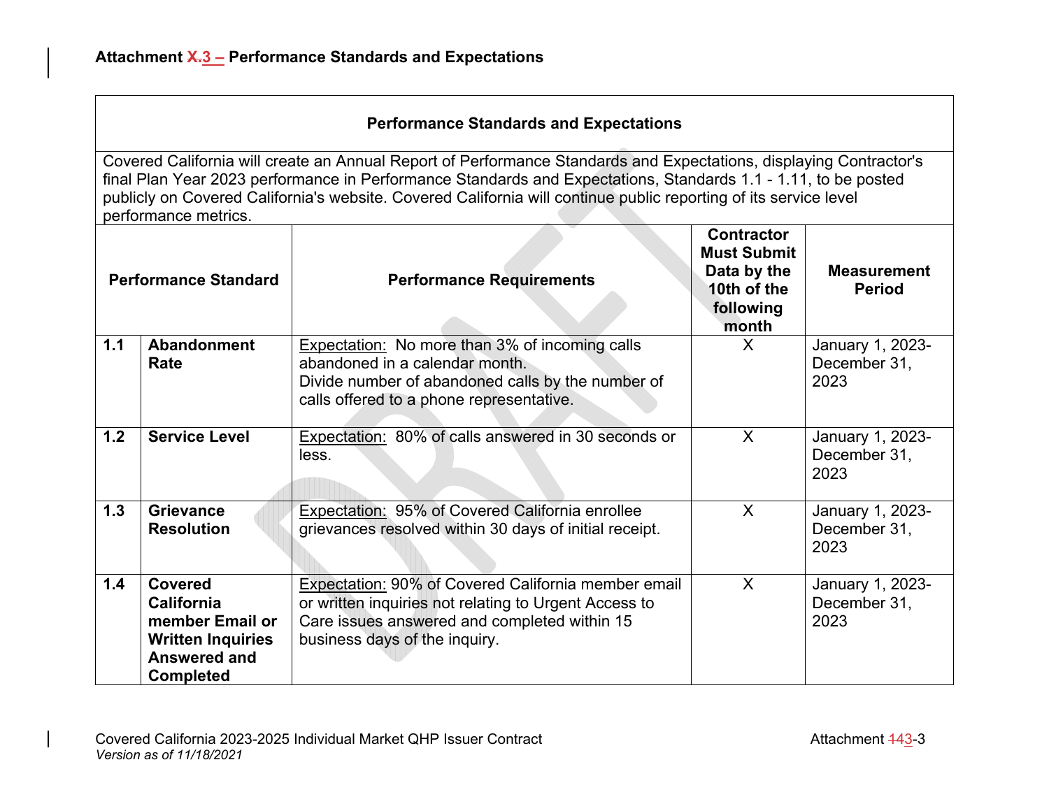## Attachment X.3 – Performance Standards and Expectations

| Performance Standards and Expectations | | | | |
|---|---|---|---|---|
| Covered California will create an Annual Report of Performance Standards and Expectations, displaying Contractor's final Plan Year 2023 performance in Performance Standards and Expectations, Standards 1.1 - 1.11, to be posted publicly on Covered California's website. Covered California will continue public reporting of its service level performance metrics. | | | | |
| **Performance Standard** | | **Performance Requirements** | **Contractor Must Submit Data by the 10th of the following month** | **Measurement Period** |
| **1.1** | **Abandonment Rate** | Expectation: No more than 3% of incoming calls abandoned in a calendar month. Divide number of abandoned calls by the number of calls offered to a phone representative. | X | January 1, 2023-December 31, 2023 |
| **1.2** | **Service Level** | Expectation: 80% of calls answered in 30 seconds or less. | X | January 1, 2023-December 31, 2023 |
| **1.3** | **Grievance Resolution** | Expectation: 95% of Covered California enrollee grievances resolved within 30 days of initial receipt. | X | January 1, 2023-December 31, 2023 |
| **1.4** | **Covered California member Email or Written Inquiries Answered and Completed** | Expectation: 90% of Covered California member email or written inquiries not relating to Urgent Access to Care issues answered and completed within 15 business days of the inquiry. | X | January 1, 2023-December 31, 2023 |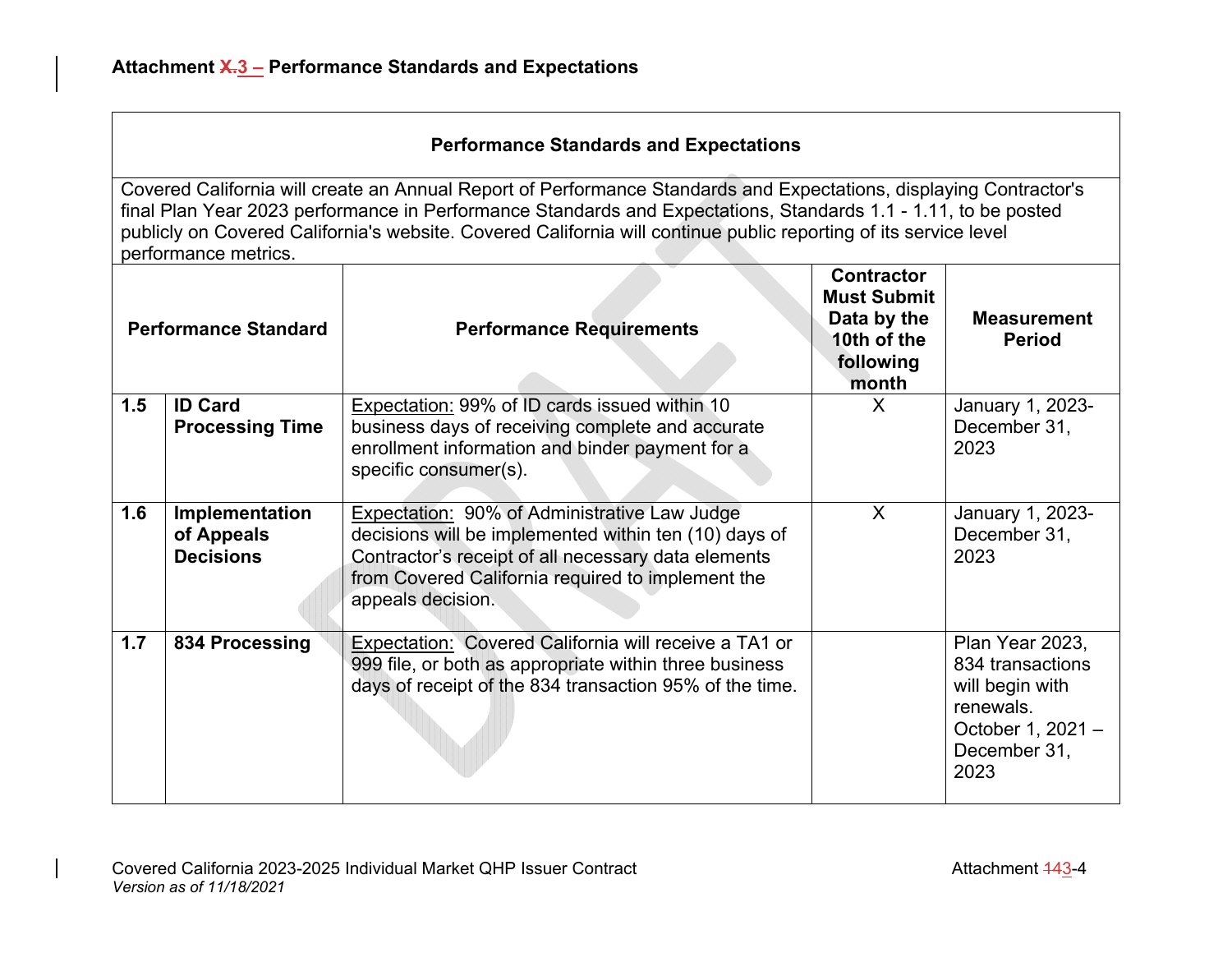**Attachment ~~X.~~3 – Performance Standards and Expectations**

| Performance Standards and Expectations | | | | |
|---|---|---|---|---|
| Covered California will create an Annual Report of Performance Standards and Expectations, displaying Contractor's final Plan Year 2023 performance in Performance Standards and Expectations, Standards 1.1 - 1.11, to be posted publicly on Covered California's website. Covered California will continue public reporting of its service level performance metrics. | | | | |
| **Performance Standard** | | **Performance Requirements** | **Contractor Must Submit Data by the 10th of the following month** | **Measurement Period** |
| **1.5** | **ID Card Processing Time** | Expectation: 99% of ID cards issued within 10 business days of receiving complete and accurate enrollment information and binder payment for a specific consumer(s). | X | January 1, 2023-December 31, 2023 |
| **1.6** | **Implementation of Appeals Decisions** | Expectation: 90% of Administrative Law Judge decisions will be implemented within ten (10) days of Contractor's receipt of all necessary data elements from Covered California required to implement the appeals decision. | X | January 1, 2023-December 31, 2023 |
| **1.7** | **834 Processing** | Expectation: Covered California will receive a TA1 or 999 file, or both as appropriate within three business days of receipt of the 834 transaction 95% of the time. | | Plan Year 2023, 834 transactions will begin with renewals. October 1, 2021 – December 31, 2023 |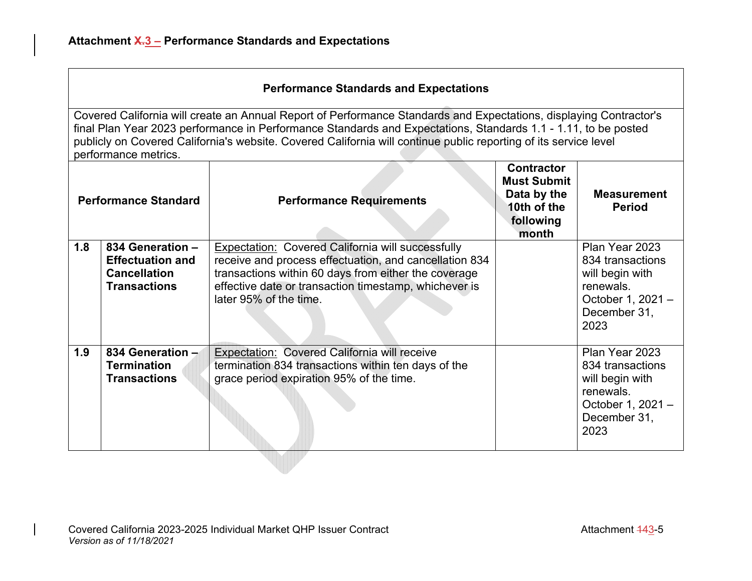## Attachment X.3 – Performance Standards and Expectations

| Performance Standards and Expectations | | | | |
|---|---|---|---|---|
| Covered California will create an Annual Report of Performance Standards and Expectations, displaying Contractor's final Plan Year 2023 performance in Performance Standards and Expectations, Standards 1.1 - 1.11, to be posted publicly on Covered California's website. Covered California will continue public reporting of its service level performance metrics. | | | | |
| **Performance Standard** | | **Performance Requirements** | **Contractor Must Submit Data by the 10th of the following month** | **Measurement Period** |
| **1.8** | **834 Generation – Effectuation and Cancellation Transactions** | Expectation: Covered California will successfully receive and process effectuation, and cancellation 834 transactions within 60 days from either the coverage effective date or transaction timestamp, whichever is later 95% of the time. | | Plan Year 2023 834 transactions will begin with renewals. October 1, 2021 – December 31, 2023 |
| **1.9** | **834 Generation – Termination Transactions** | Expectation: Covered California will receive termination 834 transactions within ten days of the grace period expiration 95% of the time. | | Plan Year 2023 834 transactions will begin with renewals. October 1, 2021 – December 31, 2023 |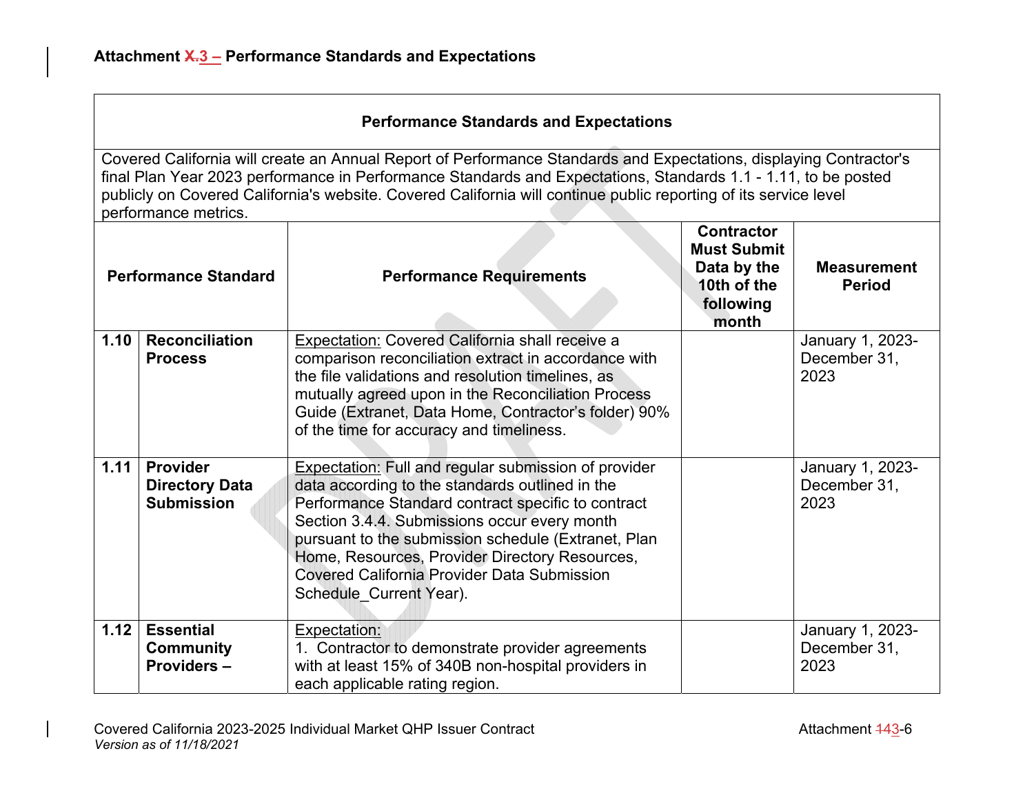**Attachment ~~X.~~3 – Performance Standards and Expectations**

| Performance Standards and Expectations | | | | |
|---|---|---|---|---|
| Covered California will create an Annual Report of Performance Standards and Expectations, displaying Contractor's final Plan Year 2023 performance in Performance Standards and Expectations, Standards 1.1 - 1.11, to be posted publicly on Covered California's website. Covered California will continue public reporting of its service level performance metrics. | | | | |
| **Performance Standard** | | **Performance Requirements** | **Contractor Must Submit Data by the 10th of the following month** | **Measurement Period** |
| **1.10** | **Reconciliation Process** | Expectation: Covered California shall receive a comparison reconciliation extract in accordance with the file validations and resolution timelines, as mutually agreed upon in the Reconciliation Process Guide (Extranet, Data Home, Contractor's folder) 90% of the time for accuracy and timeliness. | | January 1, 2023-December 31, 2023 |
| **1.11** | **Provider Directory Data Submission** | Expectation: Full and regular submission of provider data according to the standards outlined in the Performance Standard contract specific to contract Section 3.4.4. Submissions occur every month pursuant to the submission schedule (Extranet, Plan Home, Resources, Provider Directory Resources, Covered California Provider Data Submission Schedule_Current Year). | | January 1, 2023-December 31, 2023 |
| **1.12** | **Essential Community Providers –** | Expectation:<br>1. Contractor to demonstrate provider agreements with at least 15% of 340B non-hospital providers in each applicable rating region. | | January 1, 2023-December 31, 2023 |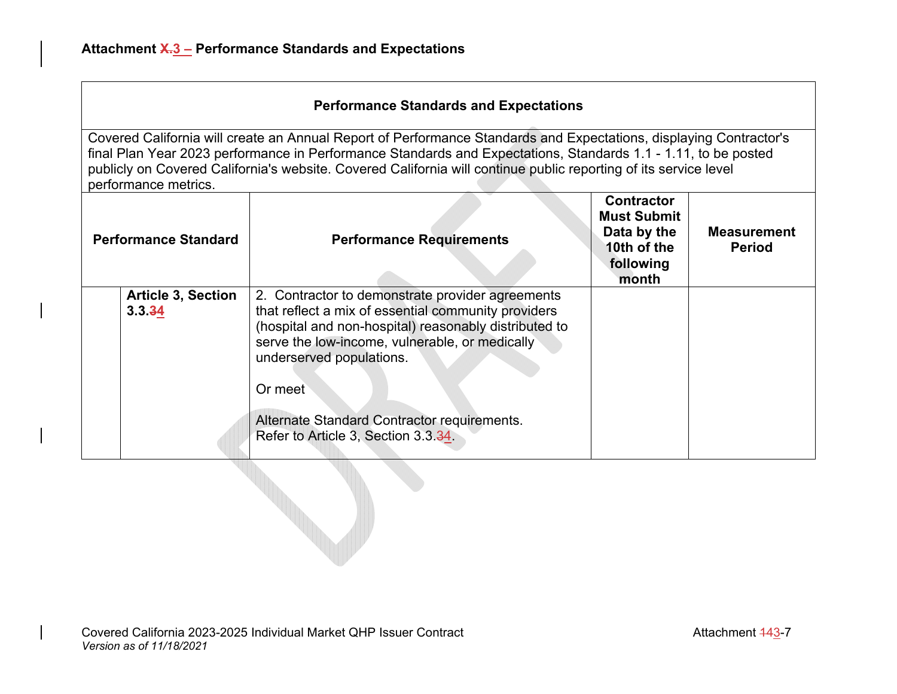**Attachment ~~X.~~3 – Performance Standards and Expectations**

| Performance Standards and Expectations | | | | |
|---|---|---|---|---|
| Covered California will create an Annual Report of Performance Standards and Expectations, displaying Contractor's final Plan Year 2023 performance in Performance Standards and Expectations, Standards 1.1 - 1.11, to be posted publicly on Covered California's website. Covered California will continue public reporting of its service level performance metrics. | | | | |
| **Performance Standard** | | **Performance Requirements** | **Contractor Must Submit Data by the 10th of the following month** | **Measurement Period** |
| | **Article 3, Section 3.3.~~3~~4** | 2. Contractor to demonstrate provider agreements that reflect a mix of essential community providers (hospital and non-hospital) reasonably distributed to serve the low-income, vulnerable, or medically underserved populations.<br><br>Or meet<br><br>Alternate Standard Contractor requirements. Refer to Article 3, Section 3.3.~~3~~4. | | |